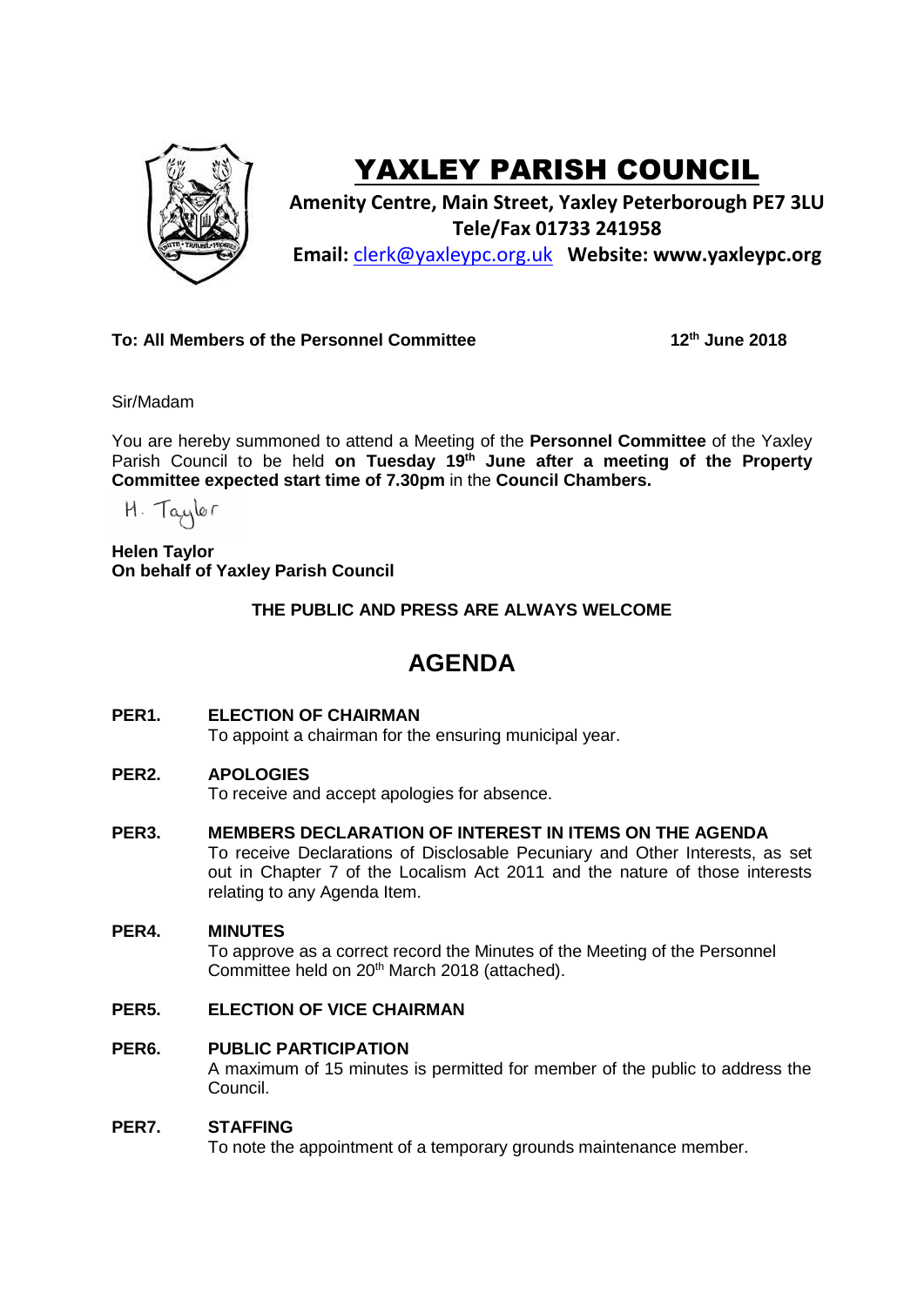# YAXLEY PARISH COUNCIL

**Amenity Centre, Main Street, Yaxley Peterborough PE7 3LU**
**Tele/Fax 01733 241958**
**Email:** clerk@yaxleypc.org.uk **Website: www.yaxleypc.org**

**To: All Members of the Personnel Committee** **12th June 2018**

Sir/Madam

You are hereby summoned to attend a Meeting of the **Personnel Committee** of the Yaxley Parish Council to be held **on Tuesday 19th June after a meeting of the Property Committee expected start time of 7.30pm** in the **Council Chambers.**

H. Taylor

**Helen Taylor**
**On behalf of Yaxley Parish Council**

**THE PUBLIC AND PRESS ARE ALWAYS WELCOME**

# AGENDA

**PER1. ELECTION OF CHAIRMAN**
To appoint a chairman for the ensuring municipal year.

**PER2. APOLOGIES**
To receive and accept apologies for absence.

**PER3. MEMBERS DECLARATION OF INTEREST IN ITEMS ON THE AGENDA**
To receive Declarations of Disclosable Pecuniary and Other Interests, as set out in Chapter 7 of the Localism Act 2011 and the nature of those interests relating to any Agenda Item.

**PER4. MINUTES**
To approve as a correct record the Minutes of the Meeting of the Personnel Committee held on 20th March 2018 (attached).

**PER5. ELECTION OF VICE CHAIRMAN**

**PER6. PUBLIC PARTICIPATION**
A maximum of 15 minutes is permitted for member of the public to address the Council.

**PER7. STAFFING**
To note the appointment of a temporary grounds maintenance member.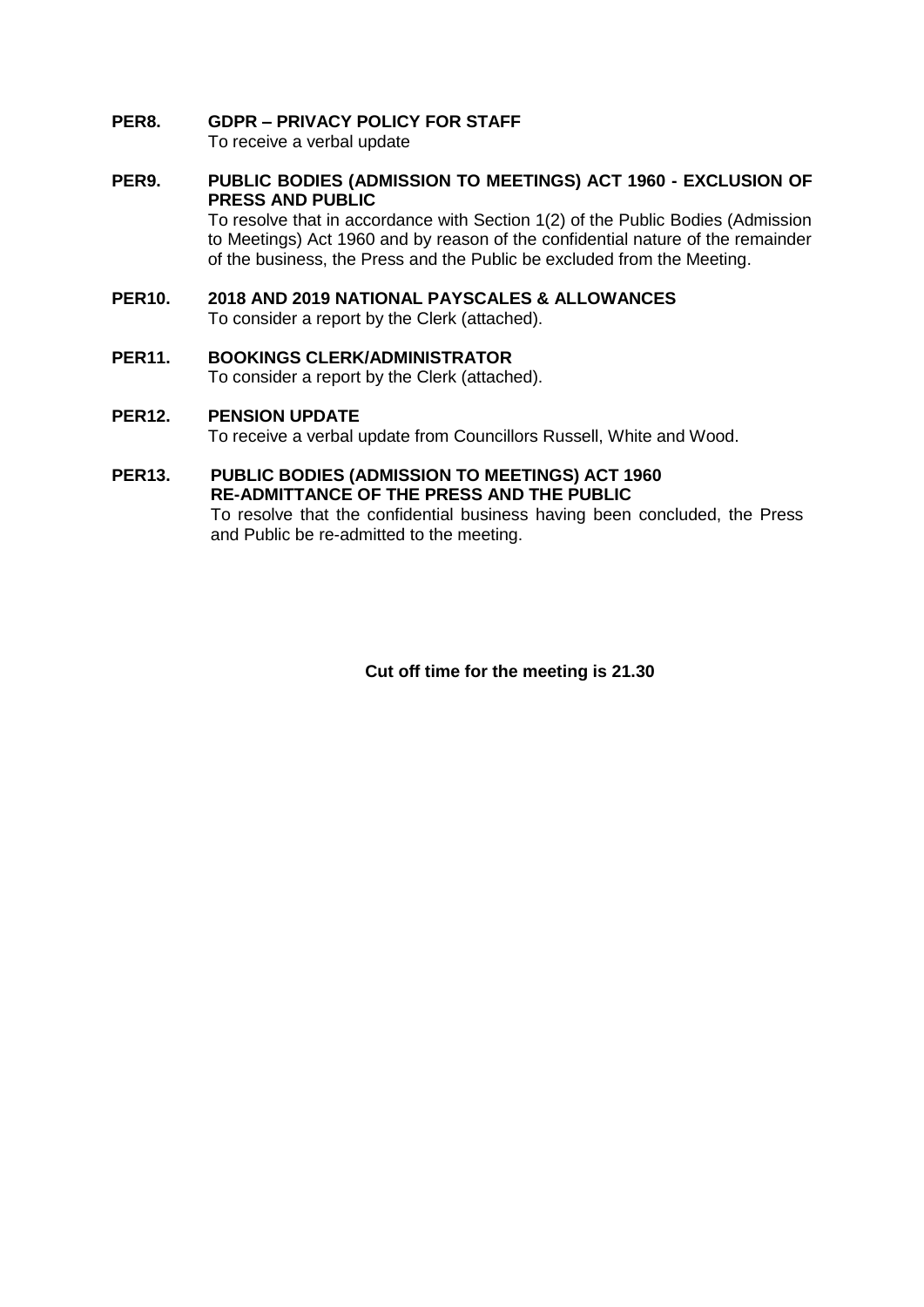**PER8. GDPR – PRIVACY POLICY FOR STAFF**
To receive a verbal update

**PER9. PUBLIC BODIES (ADMISSION TO MEETINGS) ACT 1960 - EXCLUSION OF PRESS AND PUBLIC**
To resolve that in accordance with Section 1(2) of the Public Bodies (Admission to Meetings) Act 1960 and by reason of the confidential nature of the remainder of the business, the Press and the Public be excluded from the Meeting.

**PER10. 2018 AND 2019 NATIONAL PAYSCALES & ALLOWANCES**
To consider a report by the Clerk (attached).

**PER11. BOOKINGS CLERK/ADMINISTRATOR**
To consider a report by the Clerk (attached).

**PER12. PENSION UPDATE**
To receive a verbal update from Councillors Russell, White and Wood.

**PER13. PUBLIC BODIES (ADMISSION TO MEETINGS) ACT 1960 RE-ADMITTANCE OF THE PRESS AND THE PUBLIC**
To resolve that the confidential business having been concluded, the Press and Public be re-admitted to the meeting.

**Cut off time for the meeting is 21.30**